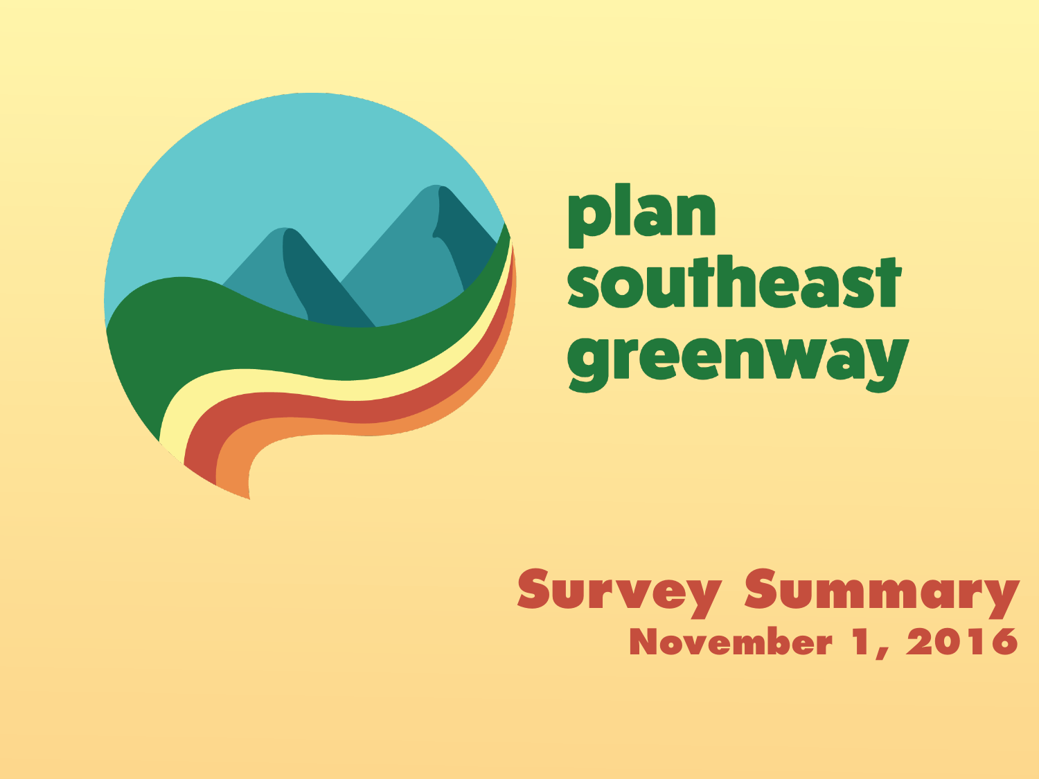# plan southeast greenway

## Survey Summary

**November 1, 2016**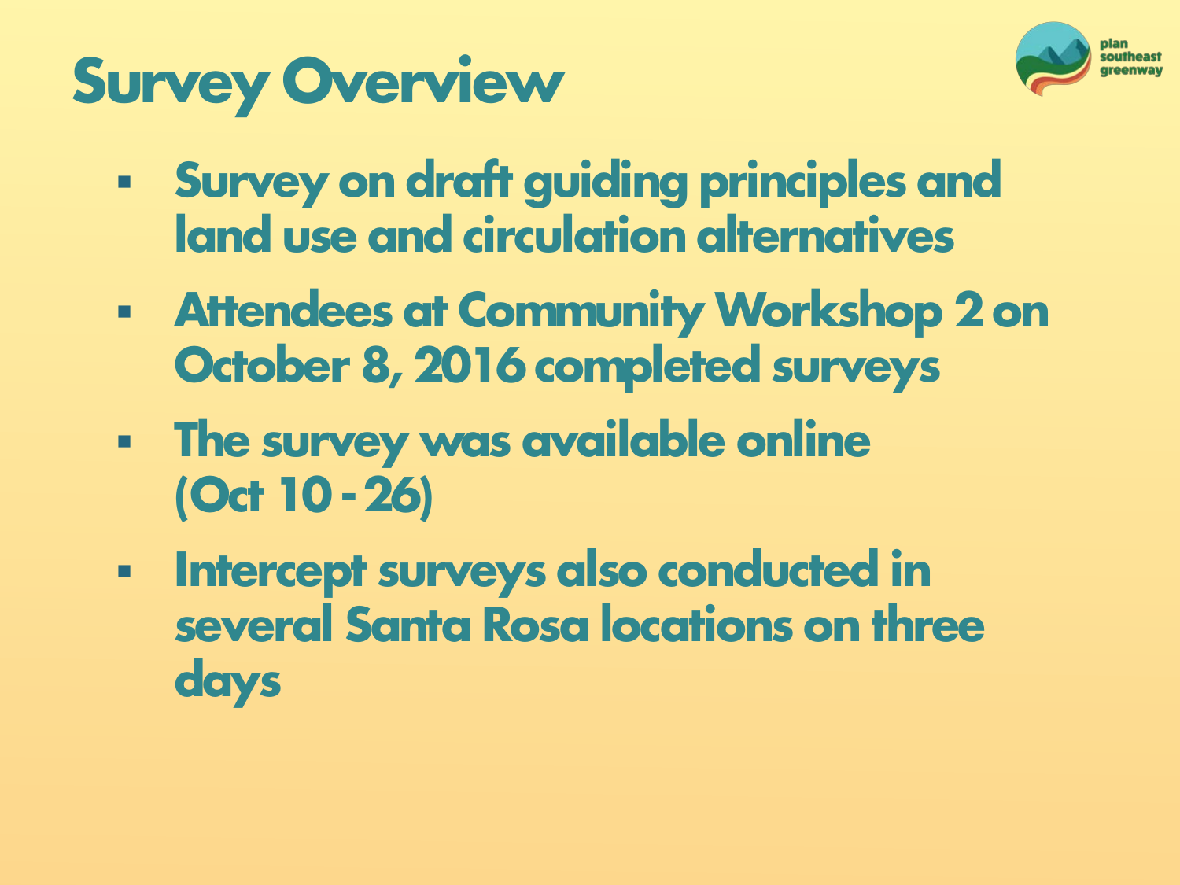# Survey Overview

- Survey on draft guiding principles and land use and circulation alternatives
- Attendees at Community Workshop 2 on October 8, 2016 completed surveys
- The survey was available online (Oct 10 - 26)
- Intercept surveys also conducted in several Santa Rosa locations on three days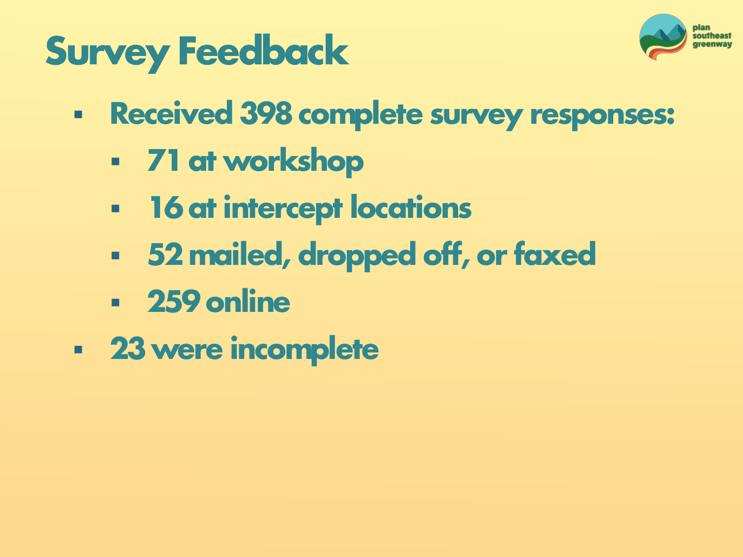# Survey Feedback

- Received 398 complete survey responses:
  - 71 at workshop
  - 16 at intercept locations
  - 52 mailed, dropped off, or faxed
  - 259 online
- 23 were incomplete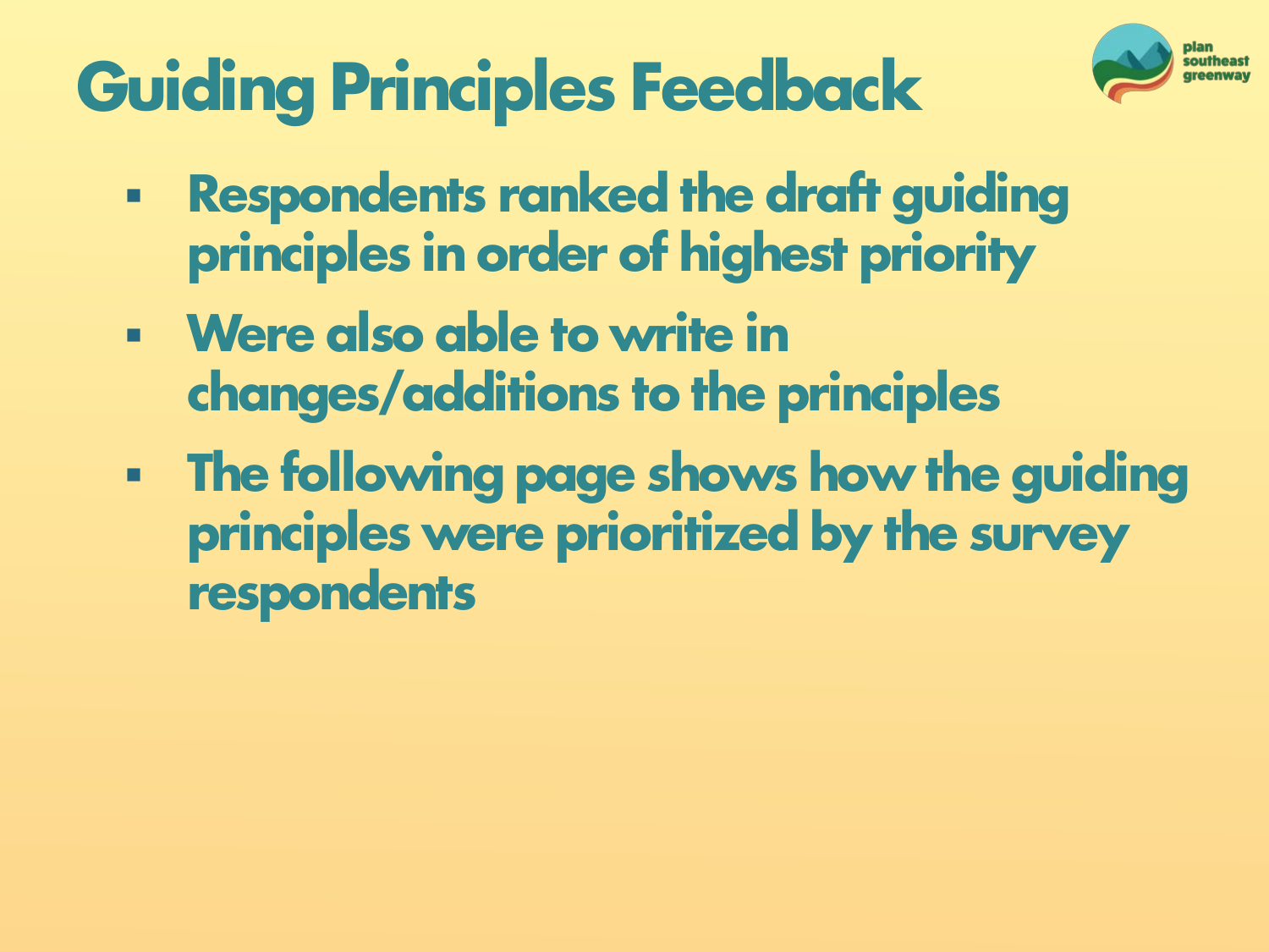# Guiding Principles Feedback

- Respondents ranked the draft guiding principles in order of highest priority
- Were also able to write in changes/additions to the principles
- The following page shows how the guiding principles were prioritized by the survey respondents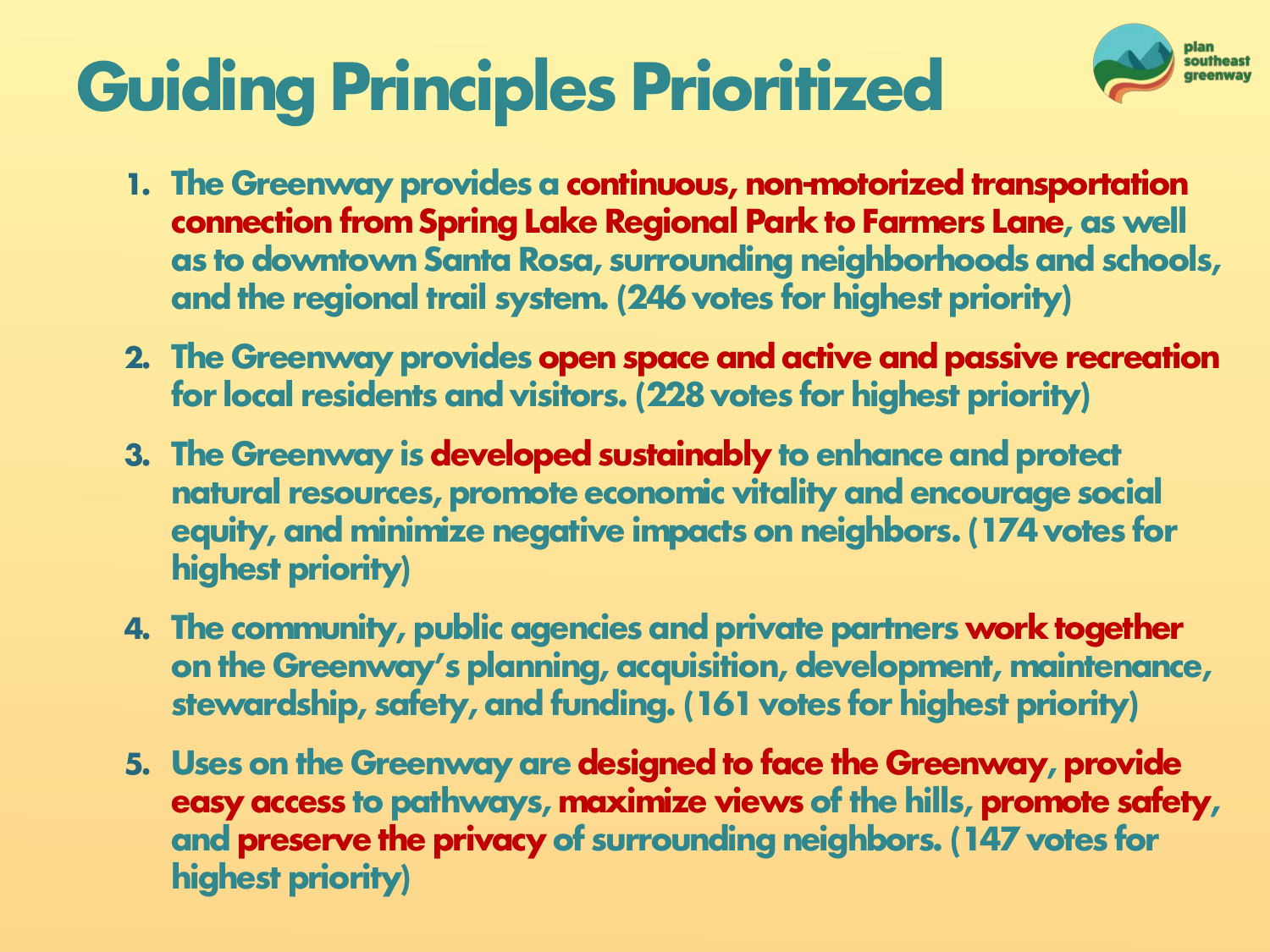# Guiding Principles Prioritized

1. The Greenway provides a **continuous, non-motorized transportation connection from Spring Lake Regional Park to Farmers Lane**, as well as to downtown Santa Rosa, surrounding neighborhoods and schools, and the regional trail system. (246 votes for highest priority)

2. The Greenway provides **open space and active and passive recreation** for local residents and visitors. (228 votes for highest priority)

3. The Greenway is **developed sustainably** to enhance and protect natural resources, promote economic vitality and encourage social equity, and minimize negative impacts on neighbors. (174 votes for highest priority)

4. The community, public agencies and private partners **work together** on the Greenway's planning, acquisition, development, maintenance, stewardship, safety, and funding. (161 votes for highest priority)

5. Uses on the Greenway are **designed to face the Greenway**, **provide easy access** to pathways, **maximize views** of the hills, **promote safety**, and **preserve the privacy** of surrounding neighbors. (147 votes for highest priority)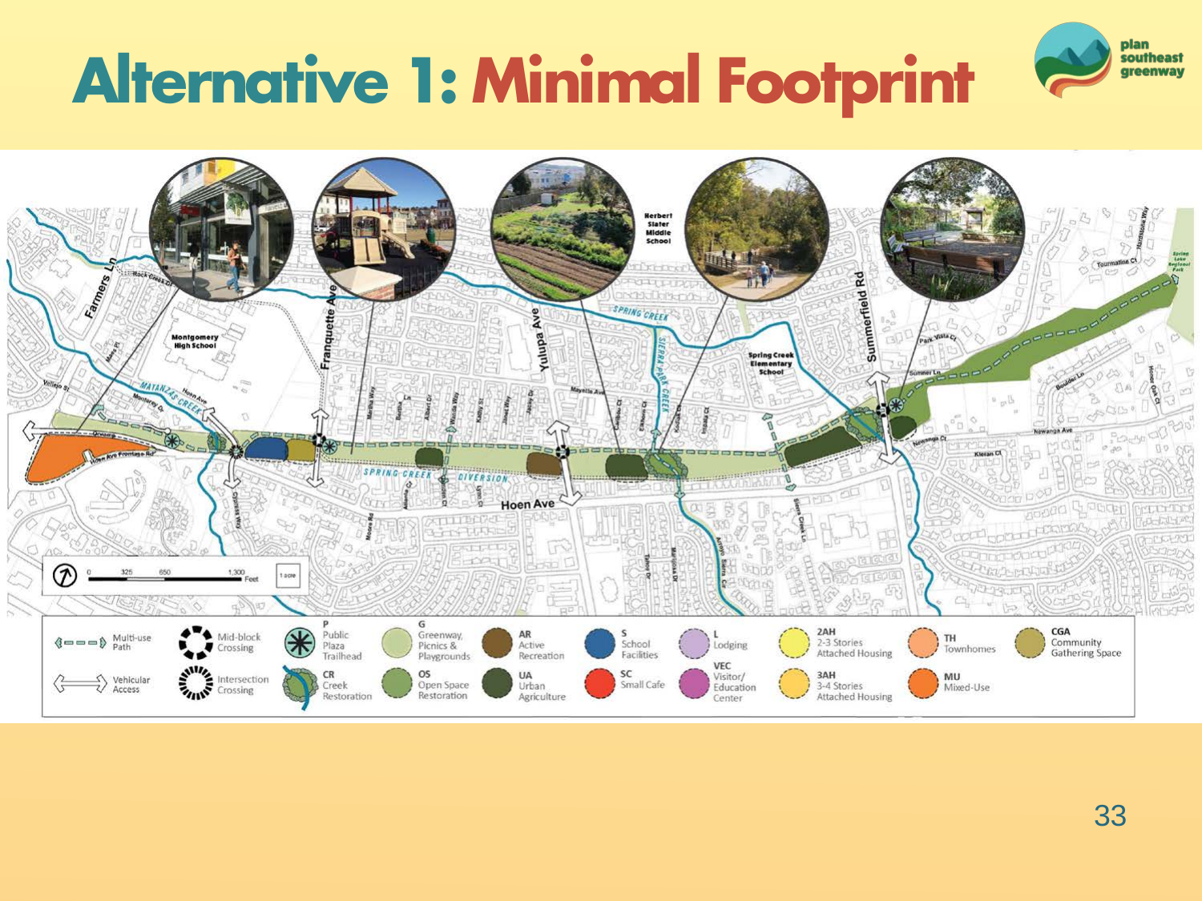# Alternative 1: Minimal Footprint

| Symbol | Legend |
| --- | --- |
| | Multi-use Path |
| | Vehicular Access |
| | Mid-block Crossing |
| | Intersection Crossing |
| P | Public Plaza Trailhead |
| CR | Creek Restoration |
| G | Greenway, Picnics & Playgrounds |
| OS | Open Space Restoration |
| AR | Active Recreation |
| UA | Urban Agriculture |
| S | School Facilities |
| SC | Small Cafe |
| L | Lodging |
| VEC | Visitor/ Education Center |
| 2AH | 2-3 Stories Attached Housing |
| 3AH | 3-4 Stories Attached Housing |
| TH | Townhomes |
| MU | Mixed-Use |
| CGA | Community Gathering Space |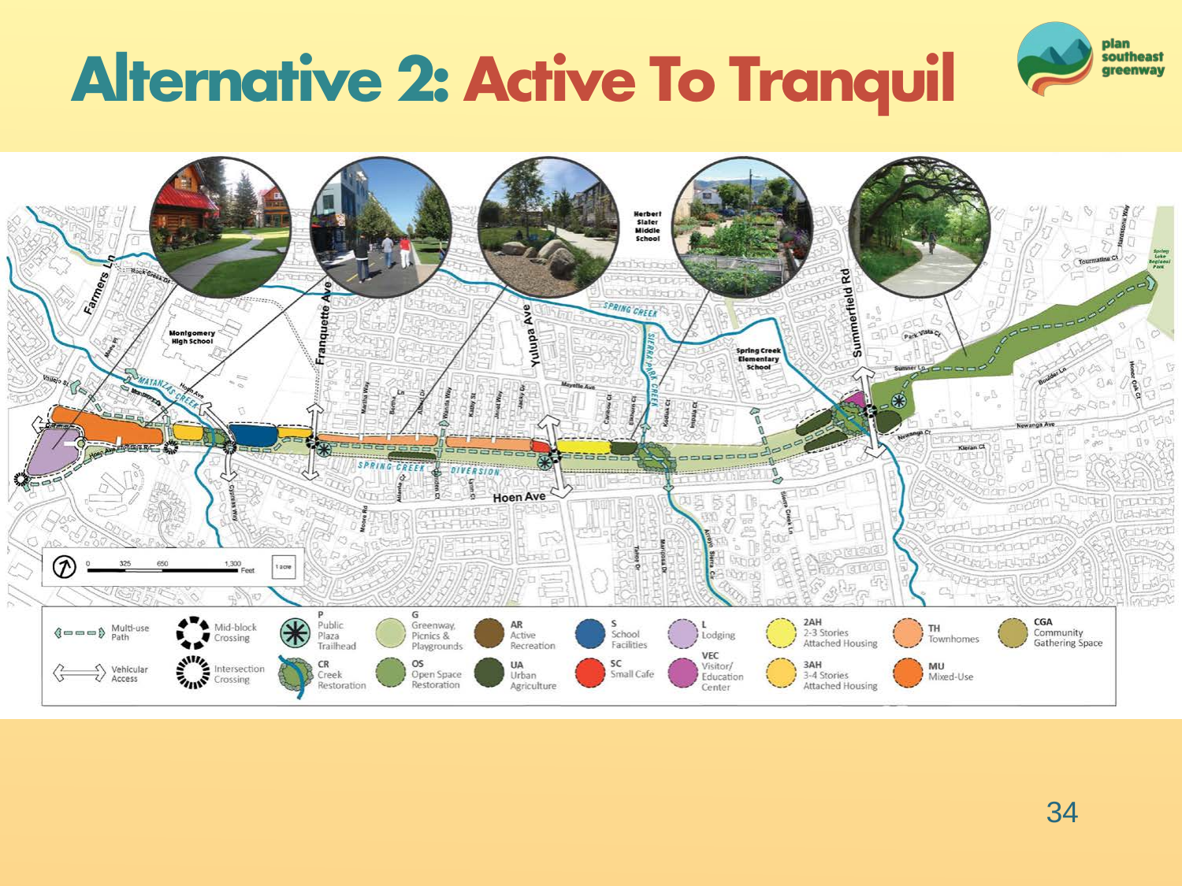# Alternative 2: Active To Tranquil

| Symbol | Label |
| --- | --- |
| | Multi-use Path |
| | Vehicular Access |
| | Mid-block Crossing |
| | Intersection Crossing |
| P | Public Plaza Trailhead |
| CR | Creek Restoration |
| G | Greenway, Picnics & Playgrounds |
| OS | Open Space Restoration |
| AR | Active Recreation |
| UA | Urban Agriculture |
| S | School Facilities |
| SC | Small Cafe |
| L | Lodging |
| VEC | Visitor/ Education Center |
| 2AH | 2-3 Stories Attached Housing |
| 3AH | 3-4 Stories Attached Housing |
| TH | Townhomes |
| MU | Mixed-Use |
| CGA | Community Gathering Space |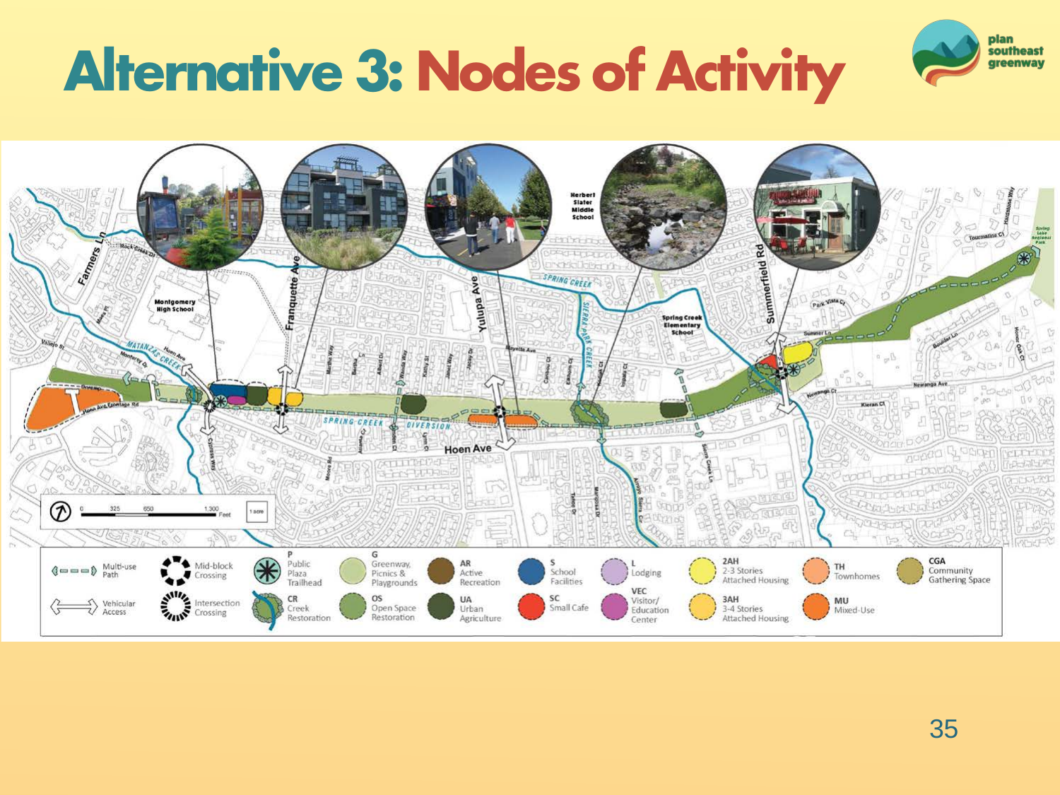# Alternative 3: Nodes of Activity

plan southeast greenway

| Symbol | Legend |
|---|---|
| | Multi-use Path |
| | Vehicular Access |
| | Mid-block Crossing |
| | Intersection Crossing |
| P | Public Plaza Trailhead |
| CR | Creek Restoration |
| G | Greenway, Picnics & Playgrounds |
| OS | Open Space Restoration |
| AR | Active Recreation |
| UA | Urban Agriculture |
| S | School Facilities |
| SC | Small Cafe |
| L | Lodging |
| VEC | Visitor/ Education Center |
| 2AH | 2-3 Stories Attached Housing |
| 3AH | 3-4 Stories Attached Housing |
| TH | Townhomes |
| MU | Mixed-Use |
| CGA | Community Gathering Space |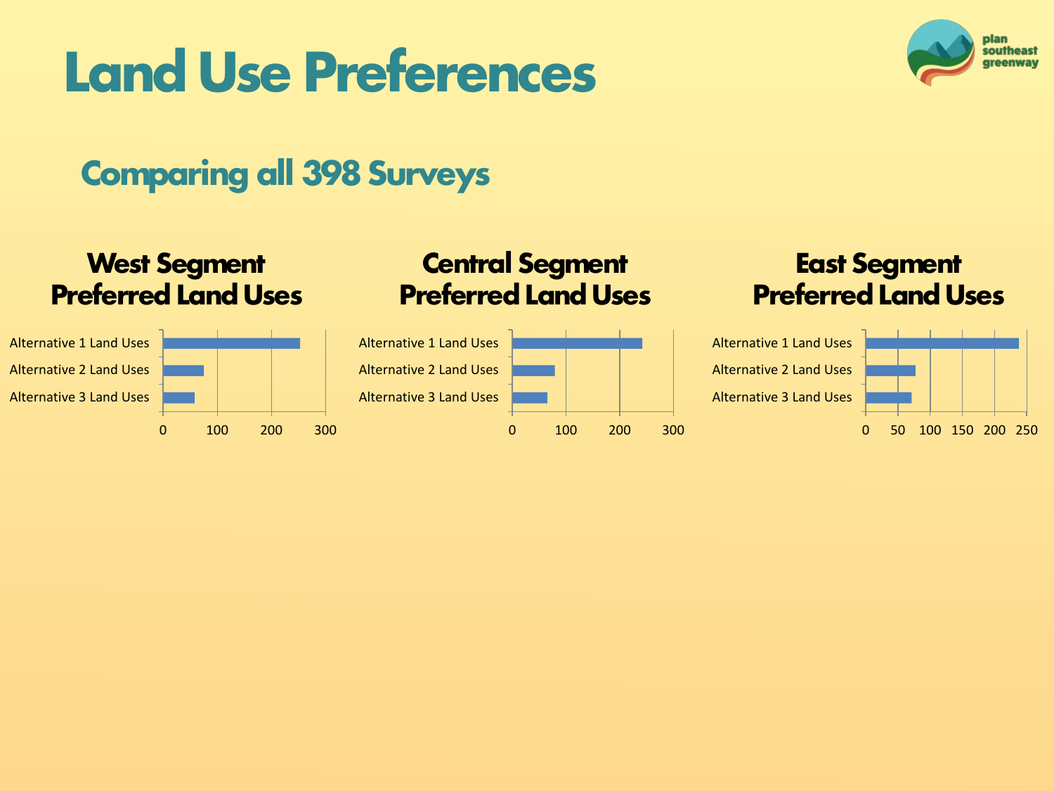# Land Use Preferences

## Comparing all 398 Surveys

### West Segment Preferred Land Uses

Alternative 1 Land Uses

Alternative 2 Land Uses

Alternative 3 Land Uses

0 100 200 300

### Central Segment Preferred Land Uses

Alternative 1 Land Uses

Alternative 2 Land Uses

Alternative 3 Land Uses

0 100 200 300

### East Segment Preferred Land Uses

Alternative 1 Land Uses

Alternative 2 Land Uses

Alternative 3 Land Uses

0 50 100 150 200 250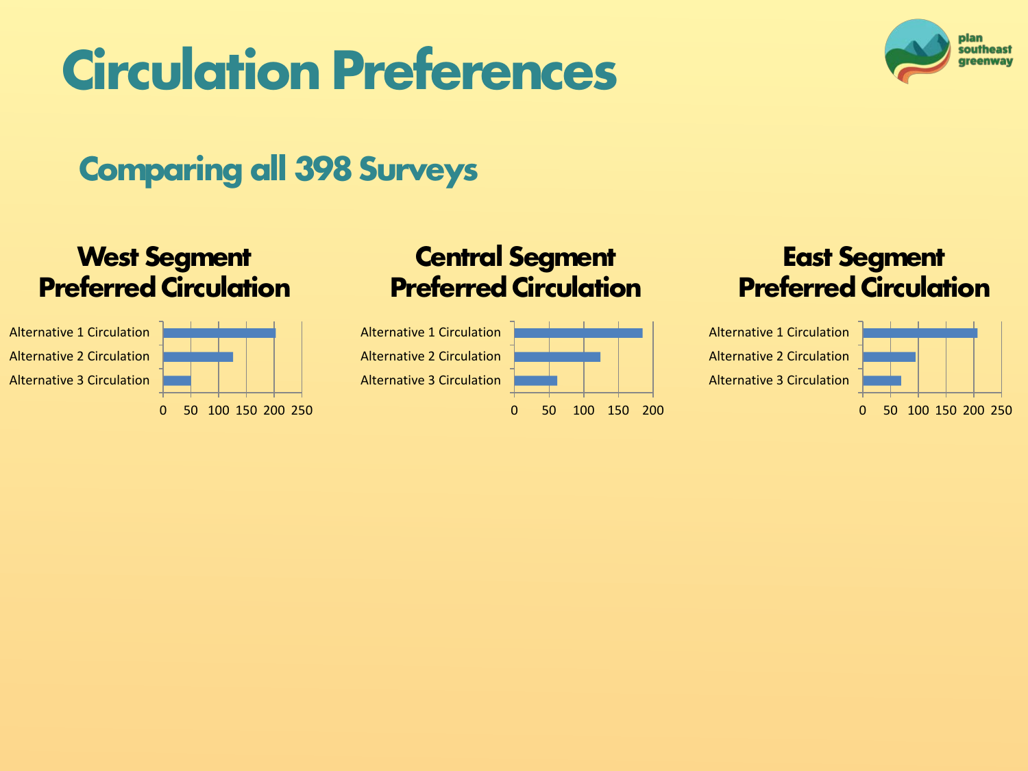# Circulation Preferences

## Comparing all 398 Surveys

### West Segment Preferred Circulation

- Alternative 1 Circulation
- Alternative 2 Circulation
- Alternative 3 Circulation

0 50 100 150 200 250

### Central Segment Preferred Circulation

- Alternative 1 Circulation
- Alternative 2 Circulation
- Alternative 3 Circulation

0 50 100 150 200

### East Segment Preferred Circulation

- Alternative 1 Circulation
- Alternative 2 Circulation
- Alternative 3 Circulation

0 50 100 150 200 250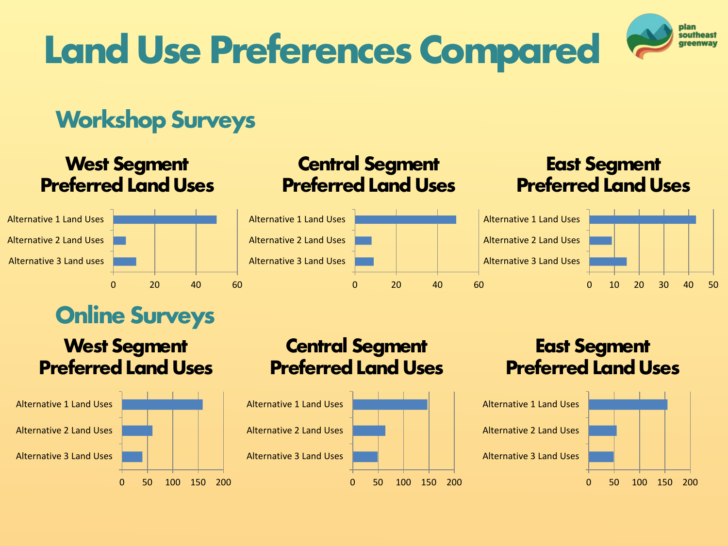# Land Use Preferences Compared

## Workshop Surveys

### West Segment Preferred Land Uses

- Alternative 1 Land Uses
- Alternative 2 Land Uses
- Alternative 3 Land uses

0 20 40 60

### Central Segment Preferred Land Uses

- Alternative 1 Land Uses
- Alternative 2 Land Uses
- Alternative 3 Land Uses

0 20 40 60

### East Segment Preferred Land Uses

- Alternative 1 Land Uses
- Alternative 2 Land Uses
- Alternative 3 Land Uses

0 10 20 30 40 50

## Online Surveys

### West Segment Preferred Land Uses

- Alternative 1 Land Uses
- Alternative 2 Land Uses
- Alternative 3 Land Uses

0 50 100 150 200

### Central Segment Preferred Land Uses

- Alternative 1 Land Uses
- Alternative 2 Land Uses
- Alternative 3 Land Uses

0 50 100 150 200

### East Segment Preferred Land Uses

- Alternative 1 Land Uses
- Alternative 2 Land Uses
- Alternative 3 Land Uses

0 50 100 150 200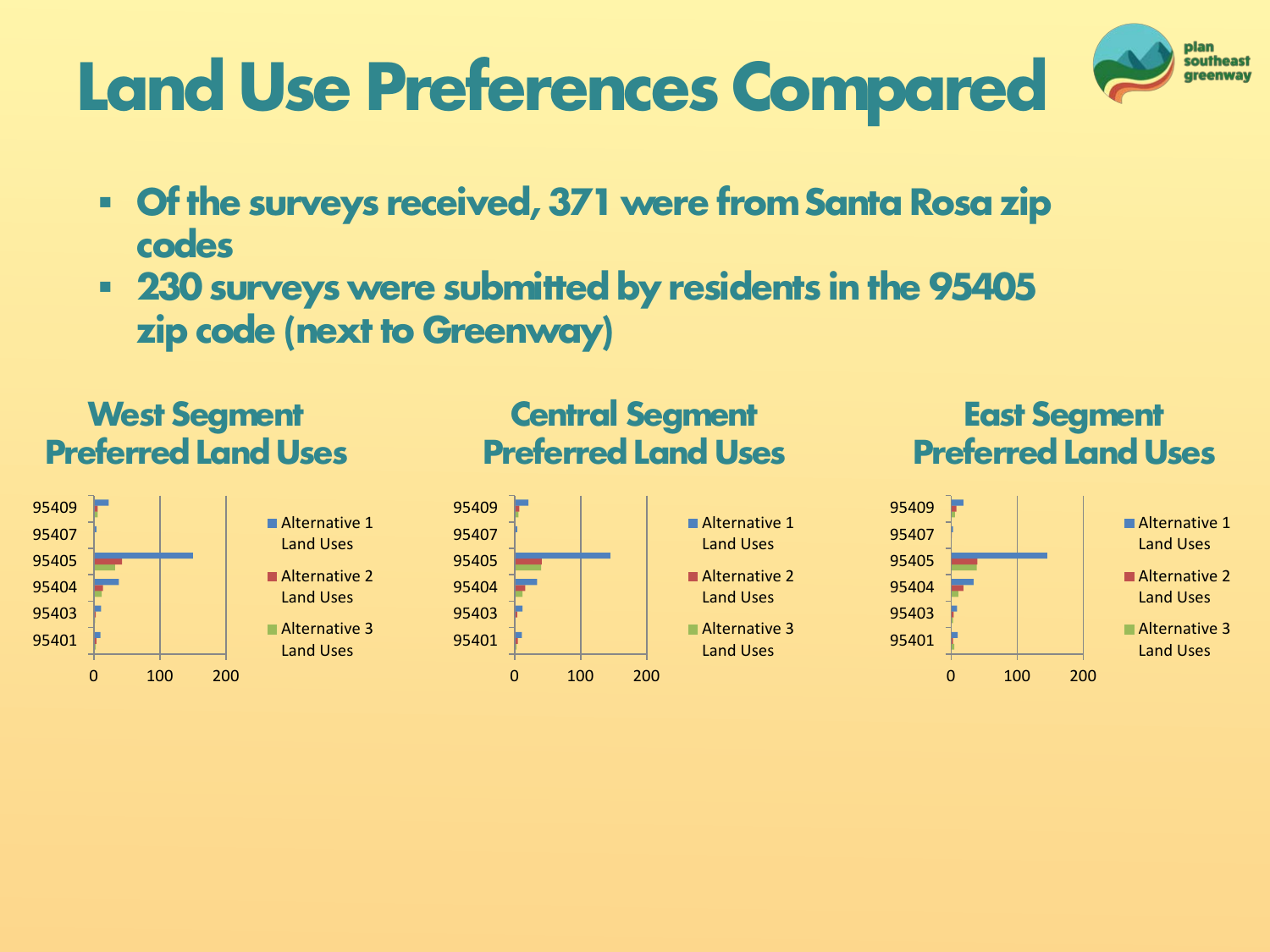# Land Use Preferences Compared

- **Of the surveys received, 371 were from Santa Rosa zip codes**
- **230 surveys were submitted by residents in the 95405 zip code (next to Greenway)**

## West Segment Preferred Land Uses

95409
95407
95405
95404
95403
95401

0
100
200

Alternative 1 Land Uses
Alternative 2 Land Uses
Alternative 3 Land Uses

## Central Segment Preferred Land Uses

95409
95407
95405
95404
95403
95401

0
100
200

Alternative 1 Land Uses
Alternative 2 Land Uses
Alternative 3 Land Uses

## East Segment Preferred Land Uses

95409
95407
95405
95404
95403
95401

0
100
200

Alternative 1 Land Uses
Alternative 2 Land Uses
Alternative 3 Land Uses